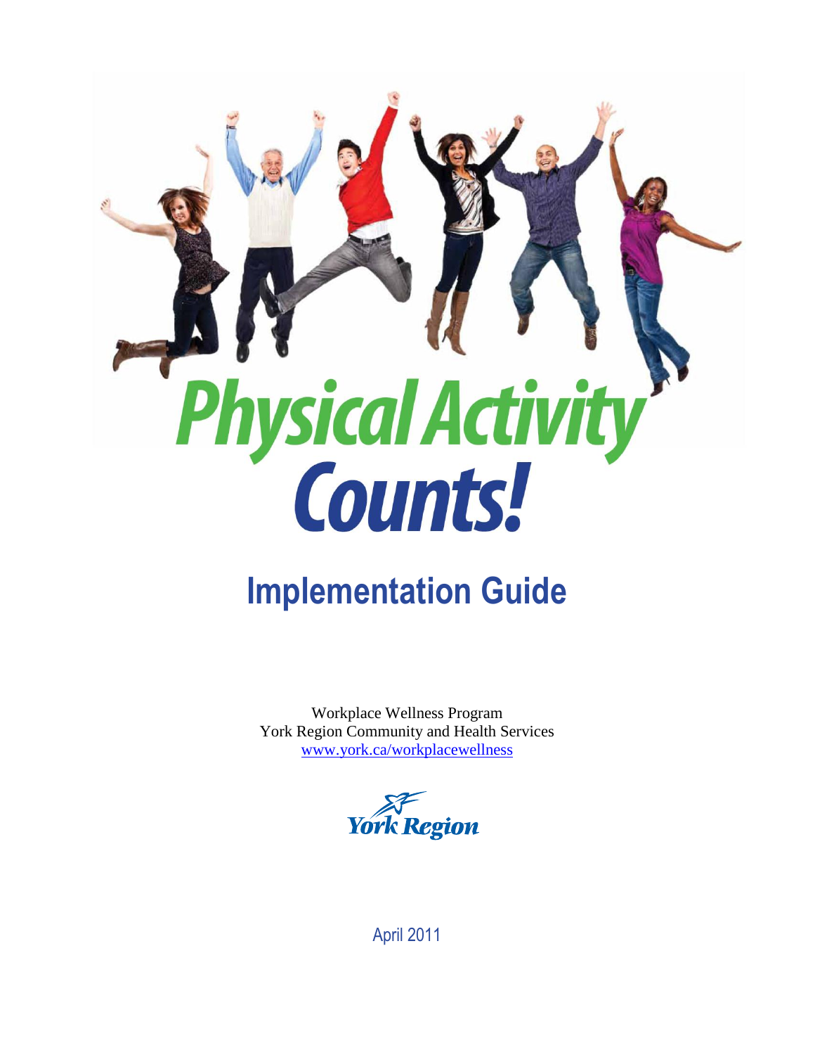# Physical Activity Counts!

## Implementation Guide

Workplace Wellness Program
York Region Community and Health Services
www.york.ca/workplacewellness

York Region

April 2011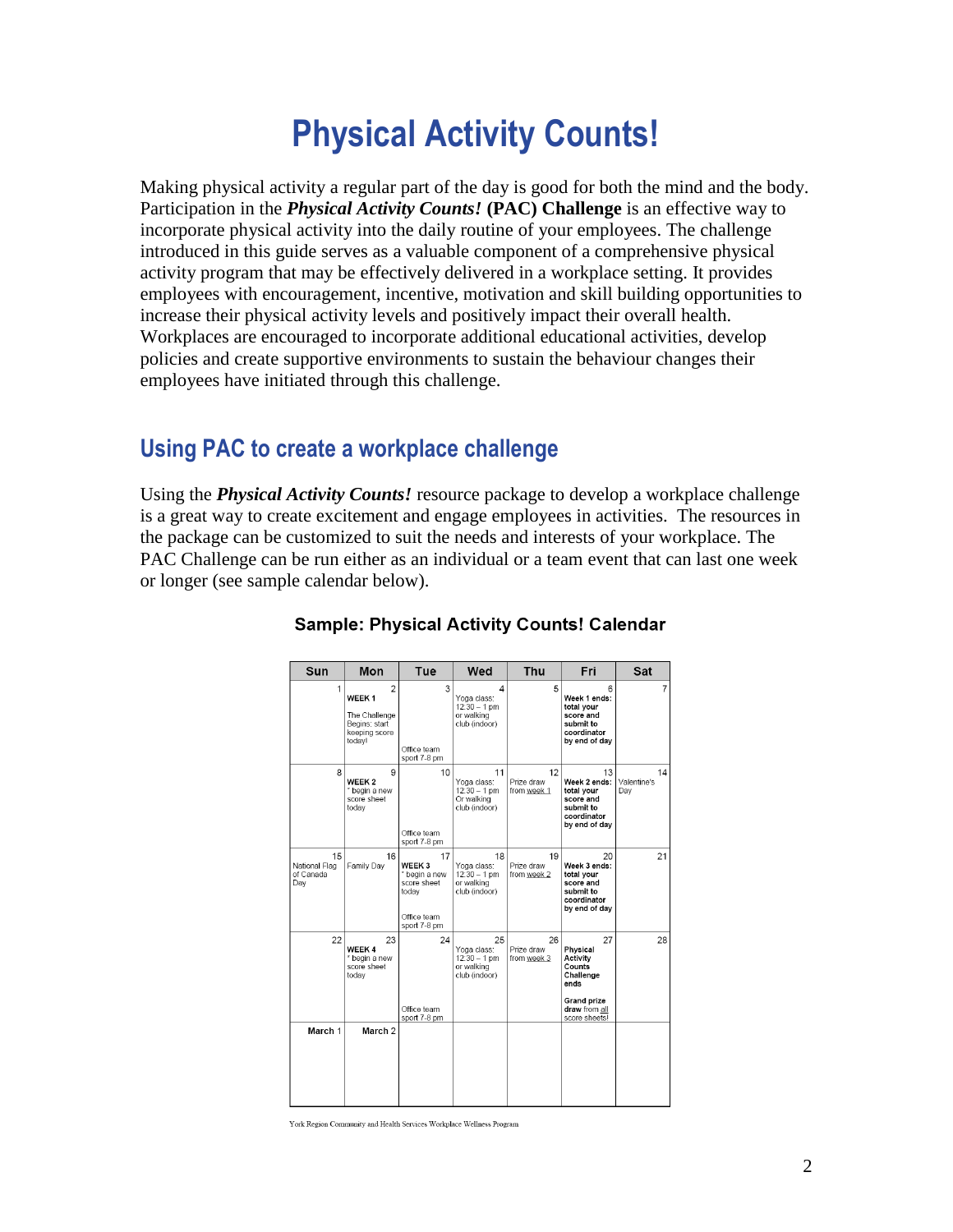# Physical Activity Counts!

Making physical activity a regular part of the day is good for both the mind and the body. Participation in the ***Physical Activity Counts!* (PAC) Challenge** is an effective way to incorporate physical activity into the daily routine of your employees. The challenge introduced in this guide serves as a valuable component of a comprehensive physical activity program that may be effectively delivered in a workplace setting. It provides employees with encouragement, incentive, motivation and skill building opportunities to increase their physical activity levels and positively impact their overall health. Workplaces are encouraged to incorporate additional educational activities, develop policies and create supportive environments to sustain the behaviour changes their employees have initiated through this challenge.

## Using PAC to create a workplace challenge

Using the ***Physical Activity Counts!*** resource package to develop a workplace challenge is a great way to create excitement and engage employees in activities. The resources in the package can be customized to suit the needs and interests of your workplace. The PAC Challenge can be run either as an individual or a team event that can last one week or longer (see sample calendar below).

**Sample: Physical Activity Counts! Calendar**

| Sun | Mon | Tue | Wed | Thu | Fri | Sat |
|---|---|---|---|---|---|---|
| 1 | 2 **WEEK 1** The Challenge Begins: start keeping score today! | 3 Office team sport 7-8 pm | 4 Yoga class: 12:30 – 1 pm or walking club (indoor) | 5 | 6 **Week 1 ends: total your score and submit to coordinator by end of day** | 7 |
| 8 | 9 **WEEK 2** * begin a new score sheet today | 10 Office team sport 7-8 pm | 11 Yoga class: 12:30 – 1 pm Or walking club (indoor) | 12 Prize draw from week 1 | 13 **Week 2 ends: total your score and submit to coordinator by end of day** | 14 Valentine's Day |
| 15 National Flag of Canada Day | 16 Family Day | 17 **WEEK 3** * begin a new score sheet today Office team sport 7-8 pm | 18 Yoga class: 12:30 – 1 pm or walking club (indoor) | 19 Prize draw from week 2 | 20 **Week 3 ends: total your score and submit to coordinator by end of day** | 21 |
| 22 | 23 **WEEK 4** * begin a new score sheet today | 24 Office team sport 7-8 pm | 25 Yoga class: 12:30 – 1 pm or walking club (indoor) | 26 Prize draw from week 3 | 27 **Physical Activity Counts Challenge ends** **Grand prize draw** from all score sheets! | 28 |
| **March** 1 | **March** 2 | | | | | |

York Region Community and Health Services Workplace Wellness Program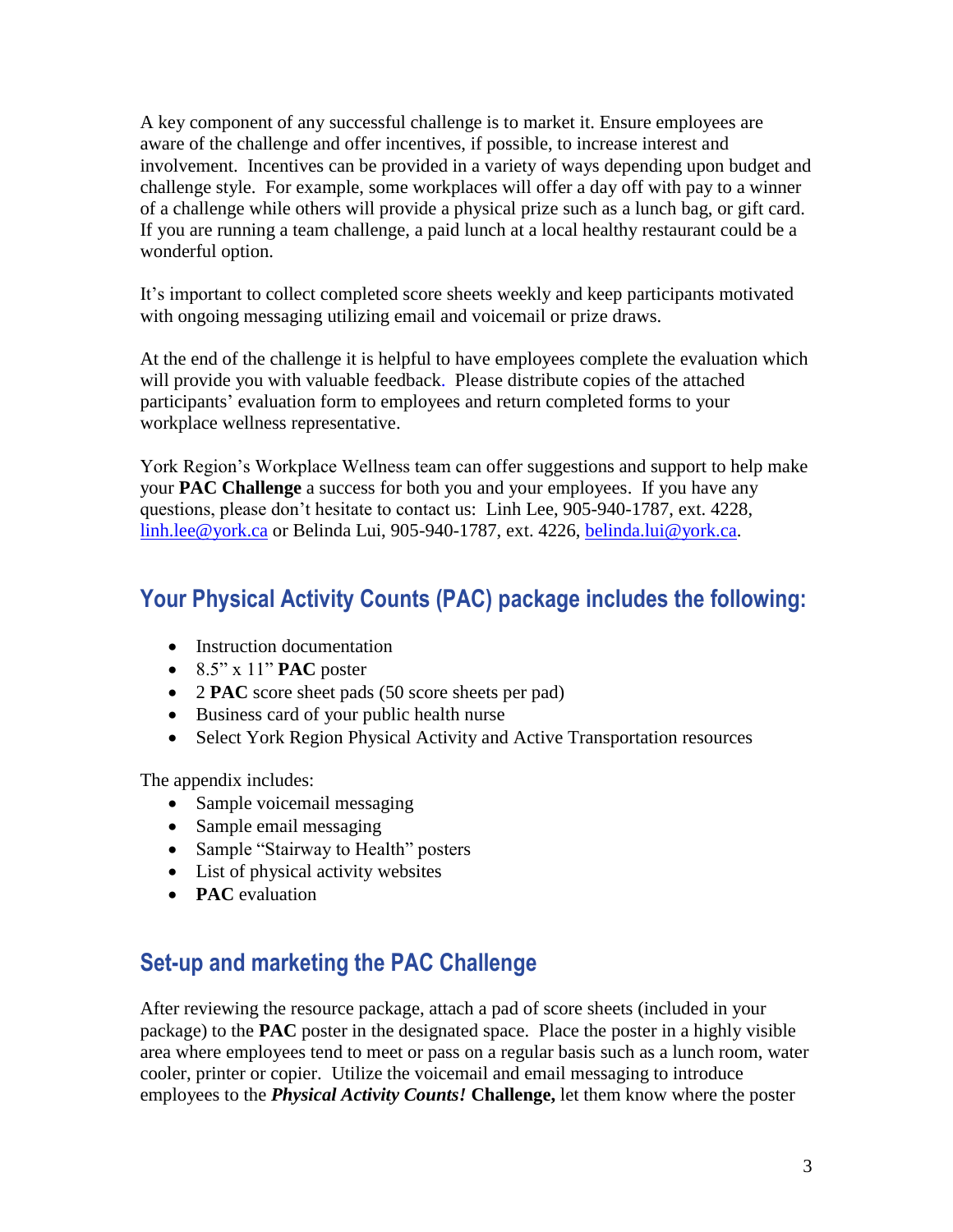A key component of any successful challenge is to market it. Ensure employees are aware of the challenge and offer incentives, if possible, to increase interest and involvement. Incentives can be provided in a variety of ways depending upon budget and challenge style. For example, some workplaces will offer a day off with pay to a winner of a challenge while others will provide a physical prize such as a lunch bag, or gift card. If you are running a team challenge, a paid lunch at a local healthy restaurant could be a wonderful option.

It's important to collect completed score sheets weekly and keep participants motivated with ongoing messaging utilizing email and voicemail or prize draws.

At the end of the challenge it is helpful to have employees complete the evaluation which will provide you with valuable feedback. Please distribute copies of the attached participants' evaluation form to employees and return completed forms to your workplace wellness representative.

York Region's Workplace Wellness team can offer suggestions and support to help make your **PAC Challenge** a success for both you and your employees. If you have any questions, please don't hesitate to contact us: Linh Lee, 905-940-1787, ext. 4228, linh.lee@york.ca or Belinda Lui, 905-940-1787, ext. 4226, belinda.lui@york.ca.

## Your Physical Activity Counts (PAC) package includes the following:

- Instruction documentation
- 8.5" x 11" **PAC** poster
- 2 **PAC** score sheet pads (50 score sheets per pad)
- Business card of your public health nurse
- Select York Region Physical Activity and Active Transportation resources

The appendix includes:

- Sample voicemail messaging
- Sample email messaging
- Sample "Stairway to Health" posters
- List of physical activity websites
- **PAC** evaluation

## Set-up and marketing the PAC Challenge

After reviewing the resource package, attach a pad of score sheets (included in your package) to the **PAC** poster in the designated space. Place the poster in a highly visible area where employees tend to meet or pass on a regular basis such as a lunch room, water cooler, printer or copier. Utilize the voicemail and email messaging to introduce employees to the ***Physical Activity Counts!*** **Challenge,** let them know where the poster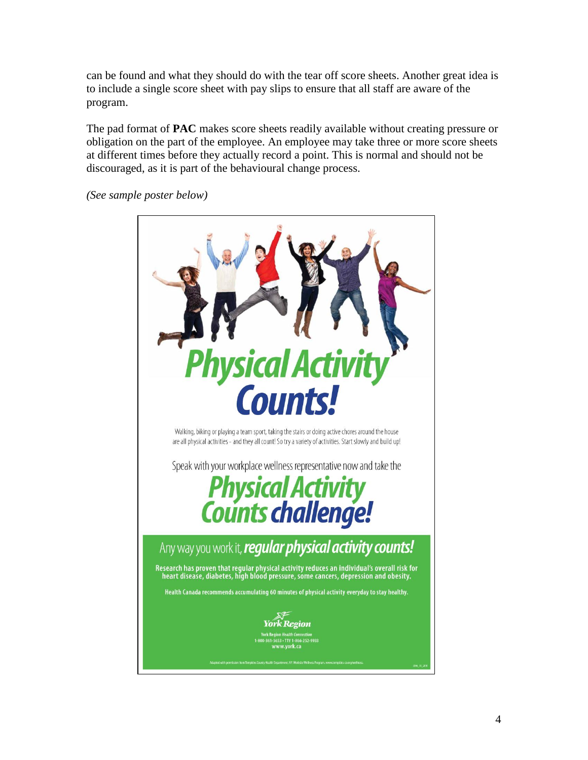can be found and what they should do with the tear off score sheets. Another great idea is to include a single score sheet with pay slips to ensure that all staff are aware of the program.

The pad format of **PAC** makes score sheets readily available without creating pressure or obligation on the part of the employee. An employee may take three or more score sheets at different times before they actually record a point. This is normal and should not be discouraged, as it is part of the behavioural change process.

*(See sample poster below)*

# Physical Activity Counts!

Walking, biking or playing a team sport, taking the stairs or doing active chores around the house are all physical activities - and they all count! So try a variety of activities. Start slowly and build up!

Speak with your workplace wellness representative now and take the

## Physical Activity Counts challenge!

Any way you work it, ***regular physical activity counts!***

**Research has proven that regular physical activity reduces an individual's overall risk for heart disease, diabetes, high blood pressure, some cancers, depression and obesity.**

**Health Canada recommends accumulating 60 minutes of physical activity everyday to stay healthy.**

York Region

York Region *Health Connection*
1-800-361-5653 • TTY 1-866-252-9933
www.york.ca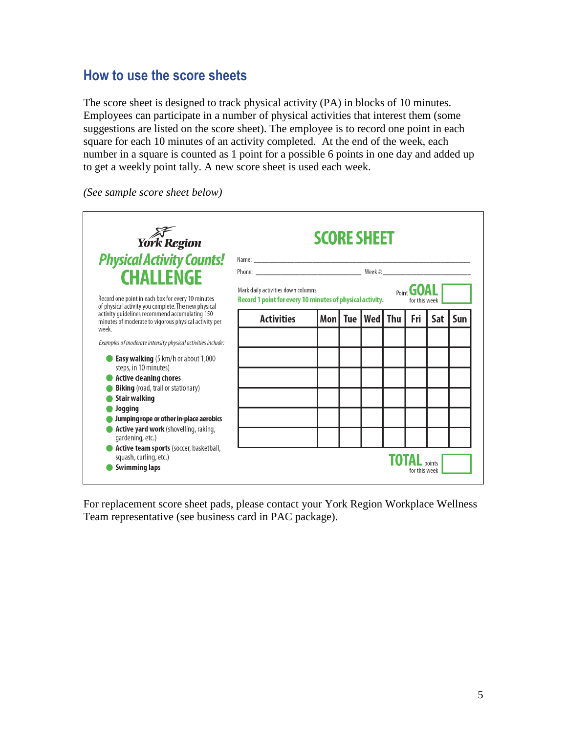## How to use the score sheets

The score sheet is designed to track physical activity (PA) in blocks of 10 minutes. Employees can participate in a number of physical activities that interest them (some suggestions are listed on the score sheet). The employee is to record one point in each square for each 10 minutes of an activity completed. At the end of the week, each number in a square is counted as 1 point for a possible 6 points in one day and added up to get a weekly point tally. A new score sheet is used each week.

*(See sample score sheet below)*

York Region

***Physical Activity Counts!***

**CHALLENGE**

Record one point in each box for every 10 minutes of physical activity you complete. The new physical activity guidelines recommend accumulating 150 minutes of moderate to vigorous physical activity per week.

*Examples of moderate intensity physical activities include:*

- **Easy walking** (5 km/h or about 1,000 steps, in 10 minutes)
- **Active cleaning chores**
- **Biking** (road, trail or stationary)
- **Stair walking**
- **Jogging**
- **Jumping rope or other in-place aerobics**
- **Active yard work** (shovelling, raking, gardening, etc.)
- **Active team sports** (soccer, basketball, squash, curling, etc.)
- **Swimming laps**

**SCORE SHEET**

Name: ____________________

Phone: ____________________ Week #: ____________________

Mark daily activities down columns.

**Record 1 point for every 10 minutes of physical activity.**

Point **GOAL** for this week: ______

| Activities | Mon | Tue | Wed | Thu | Fri | Sat | Sun |
|---|---|---|---|---|---|---|---|
| | | | | | | | |
| | | | | | | | |
| | | | | | | | |
| | | | | | | | |
| | | | | | | | |
| | | | | | | | |

**TOTAL** points for this week: ______

For replacement score sheet pads, please contact your York Region Workplace Wellness Team representative (see business card in PAC package).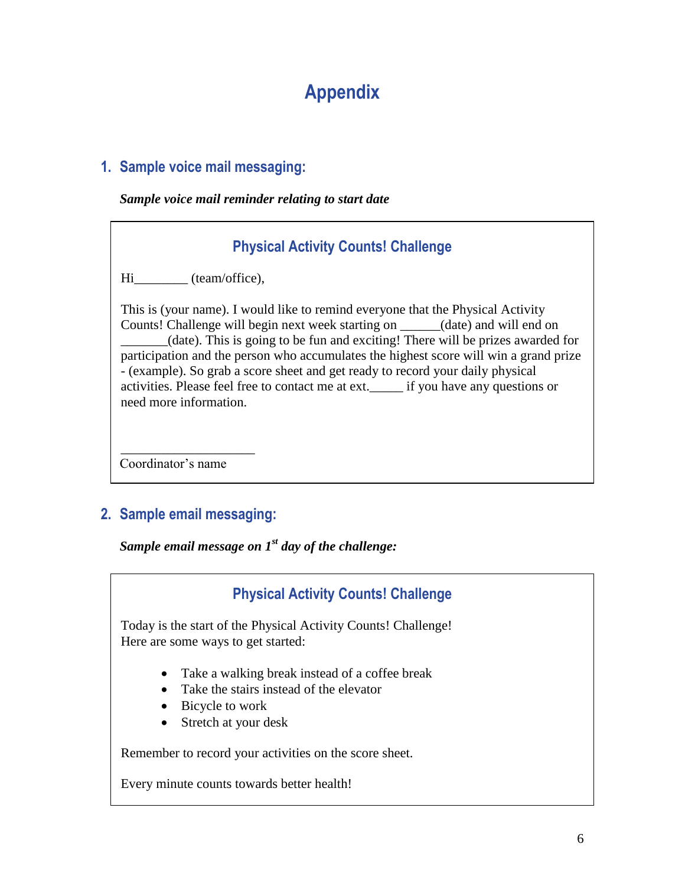# Appendix

## 1. Sample voice mail messaging:

***Sample voice mail reminder relating to start date***

### Physical Activity Counts! Challenge

Hi________ (team/office),

This is (your name). I would like to remind everyone that the Physical Activity Counts! Challenge will begin next week starting on ______(date) and will end on _______(date). This is going to be fun and exciting! There will be prizes awarded for participation and the person who accumulates the highest score will win a grand prize - (example). So grab a score sheet and get ready to record your daily physical activities. Please feel free to contact me at ext._____ if you have any questions or need more information.

____________________
Coordinator's name

## 2. Sample email messaging:

***Sample email message on 1st day of the challenge:***

### Physical Activity Counts! Challenge

Today is the start of the Physical Activity Counts! Challenge!
Here are some ways to get started:

- Take a walking break instead of a coffee break
- Take the stairs instead of the elevator
- Bicycle to work
- Stretch at your desk

Remember to record your activities on the score sheet.

Every minute counts towards better health!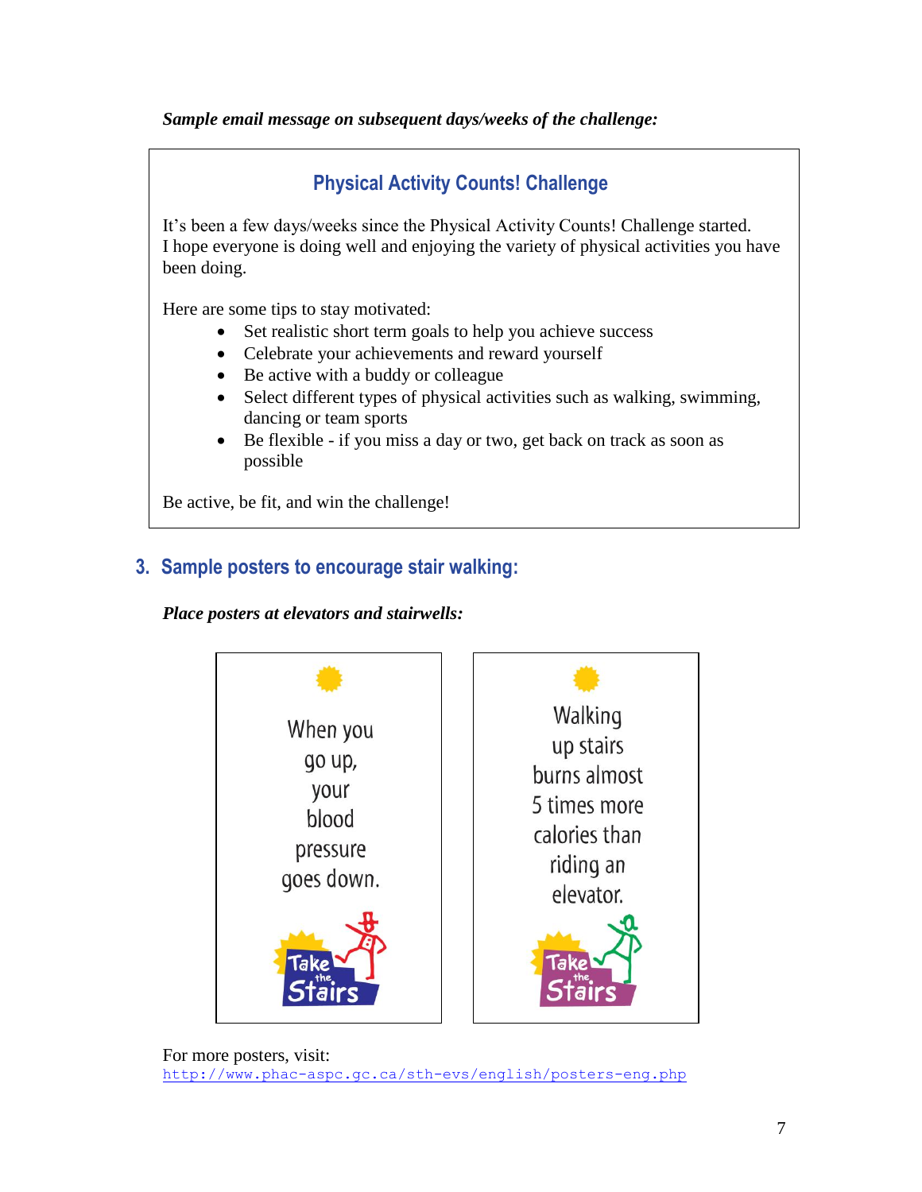***Sample email message on subsequent days/weeks of the challenge:***

**Physical Activity Counts! Challenge**

It's been a few days/weeks since the Physical Activity Counts! Challenge started. I hope everyone is doing well and enjoying the variety of physical activities you have been doing.

Here are some tips to stay motivated:

- Set realistic short term goals to help you achieve success
- Celebrate your achievements and reward yourself
- Be active with a buddy or colleague
- Select different types of physical activities such as walking, swimming, dancing or team sports
- Be flexible - if you miss a day or two, get back on track as soon as possible

Be active, be fit, and win the challenge!

## 3. Sample posters to encourage stair walking:

***Place posters at elevators and stairwells:***

When you go up, your blood pressure goes down.

Take the Stairs

Walking up stairs burns almost 5 times more calories than riding an elevator.

Take the Stairs

For more posters, visit:
http://www.phac-aspc.gc.ca/sth-evs/english/posters-eng.php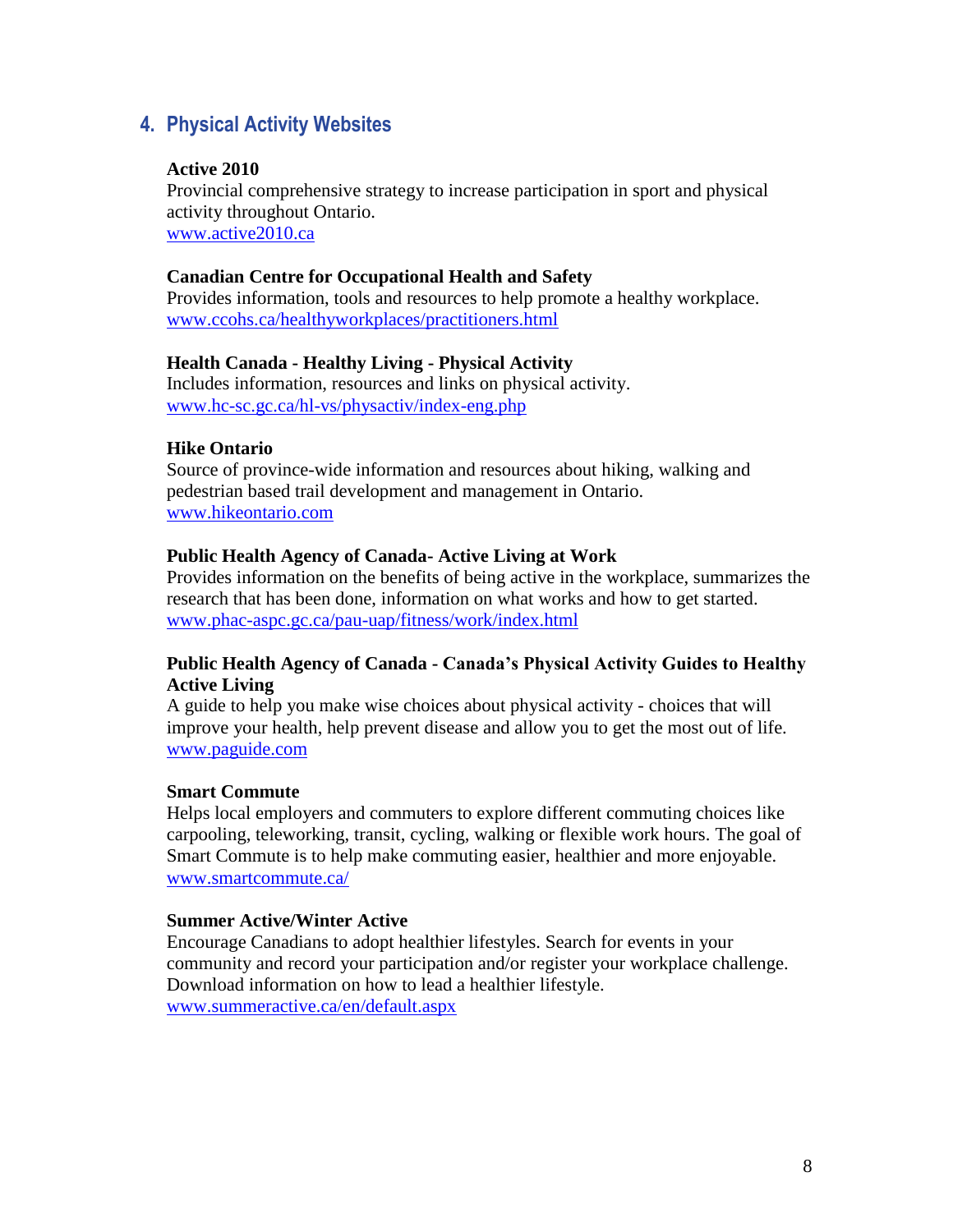## 4. Physical Activity Websites

**Active 2010**
Provincial comprehensive strategy to increase participation in sport and physical activity throughout Ontario.
www.active2010.ca

**Canadian Centre for Occupational Health and Safety**
Provides information, tools and resources to help promote a healthy workplace.
www.ccohs.ca/healthyworkplaces/practitioners.html

**Health Canada - Healthy Living - Physical Activity**
Includes information, resources and links on physical activity.
www.hc-sc.gc.ca/hl-vs/physactiv/index-eng.php

**Hike Ontario**
Source of province-wide information and resources about hiking, walking and pedestrian based trail development and management in Ontario.
www.hikeontario.com

**Public Health Agency of Canada- Active Living at Work**
Provides information on the benefits of being active in the workplace, summarizes the research that has been done, information on what works and how to get started.
www.phac-aspc.gc.ca/pau-uap/fitness/work/index.html

**Public Health Agency of Canada - Canada's Physical Activity Guides to Healthy Active Living**
A guide to help you make wise choices about physical activity - choices that will improve your health, help prevent disease and allow you to get the most out of life.
www.paguide.com

**Smart Commute**
Helps local employers and commuters to explore different commuting choices like carpooling, teleworking, transit, cycling, walking or flexible work hours. The goal of Smart Commute is to help make commuting easier, healthier and more enjoyable.
www.smartcommute.ca/

**Summer Active/Winter Active**
Encourage Canadians to adopt healthier lifestyles. Search for events in your community and record your participation and/or register your workplace challenge. Download information on how to lead a healthier lifestyle.
www.summeractive.ca/en/default.aspx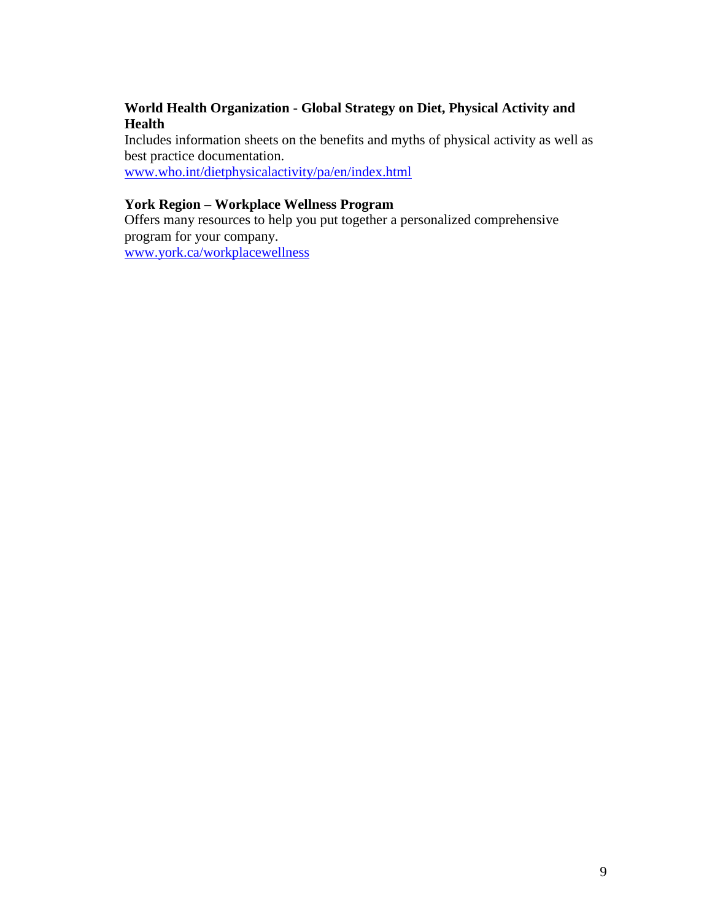**World Health Organization - Global Strategy on Diet, Physical Activity and Health**
Includes information sheets on the benefits and myths of physical activity as well as best practice documentation.
www.who.int/dietphysicalactivity/pa/en/index.html

**York Region – Workplace Wellness Program**
Offers many resources to help you put together a personalized comprehensive program for your company.
www.york.ca/workplacewellness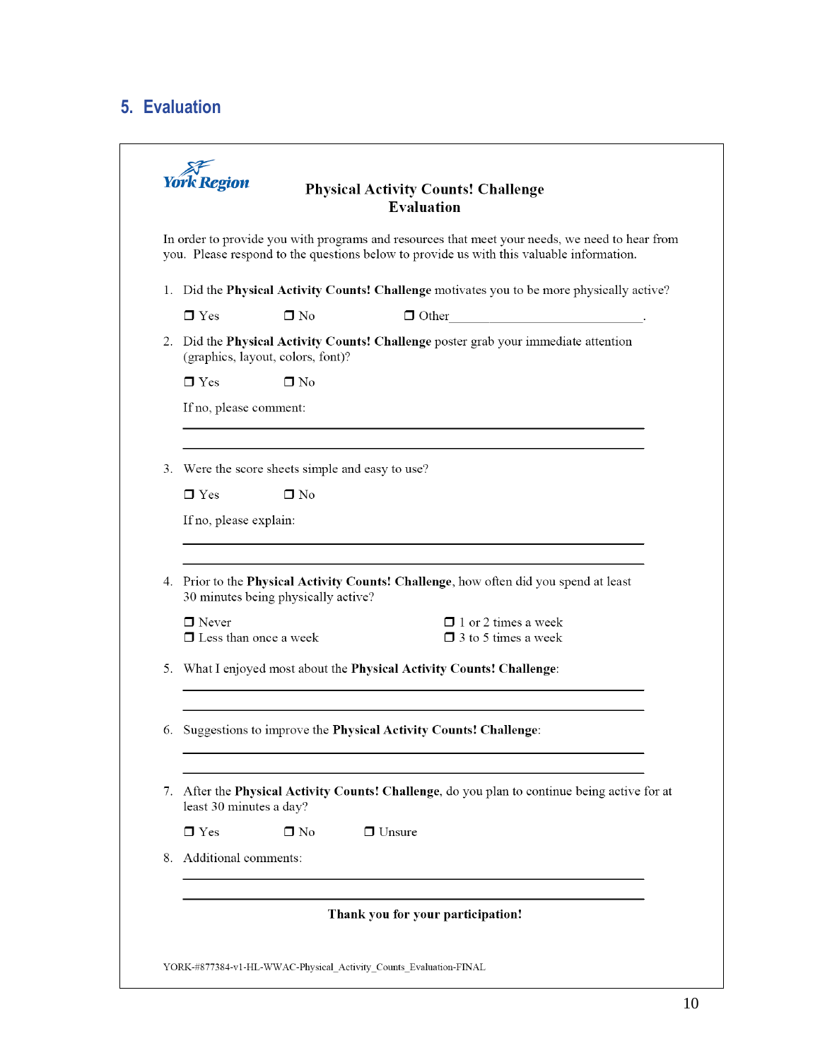## 5. Evaluation

York Region

**Physical Activity Counts! Challenge Evaluation**

In order to provide you with programs and resources that meet your needs, we need to hear from you. Please respond to the questions below to provide us with this valuable information.

1. Did the **Physical Activity Counts! Challenge** motivates you to be more physically active?

   ❒ Yes ❒ No ❒ Other________________________________.

2. Did the **Physical Activity Counts! Challenge** poster grab your immediate attention (graphics, layout, colors, font)?

   ❒ Yes ❒ No

   If no, please comment:

   ____________________________________________________________

   ____________________________________________________________

3. Were the score sheets simple and easy to use?

   ❒ Yes ❒ No

   If no, please explain:

   ____________________________________________________________

   ____________________________________________________________

4. Prior to the **Physical Activity Counts! Challenge**, how often did you spend at least 30 minutes being physically active?

   ❒ Never ❒ 1 or 2 times a week
   ❒ Less than once a week ❒ 3 to 5 times a week

5. What I enjoyed most about the **Physical Activity Counts! Challenge**:

   ____________________________________________________________

   ____________________________________________________________

6. Suggestions to improve the **Physical Activity Counts! Challenge**:

   ____________________________________________________________

   ____________________________________________________________

7. After the **Physical Activity Counts! Challenge**, do you plan to continue being active for at least 30 minutes a day?

   ❒ Yes ❒ No ❒ Unsure

8. Additional comments:

   ____________________________________________________________

   ____________________________________________________________

**Thank you for your participation!**

YORK-#877384-v1-HL-WWAC-Physical_Activity_Counts_Evaluation-FINAL